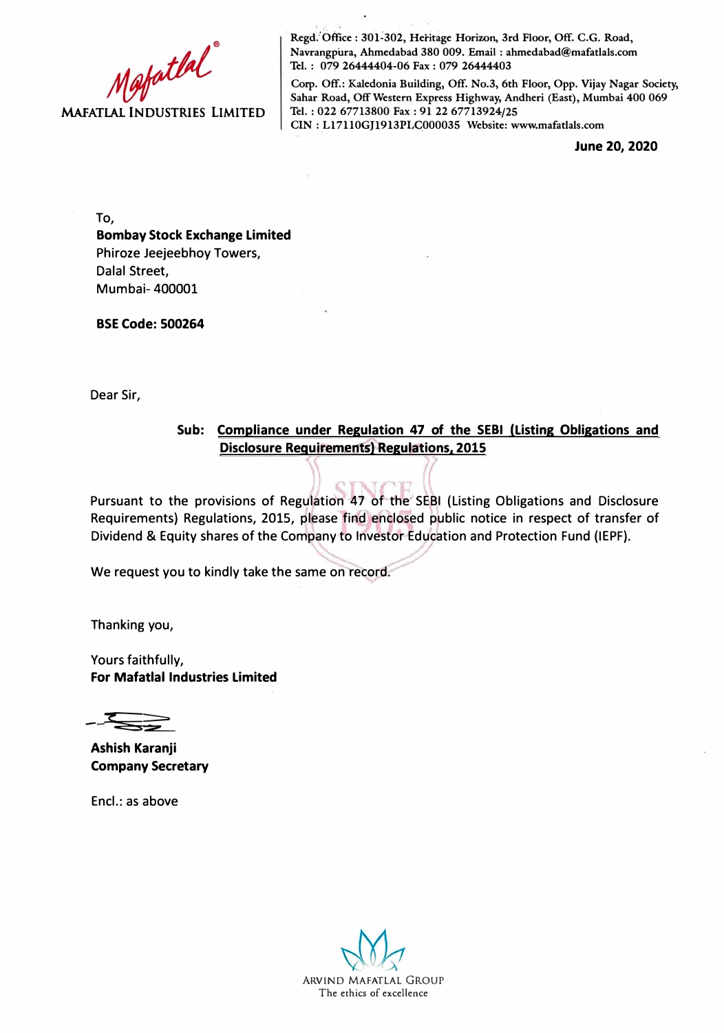**MAFATLAL INDUSTRIES LIMITED**

Regd. Office : 301-302, Heritage Horizon, 3rd Floor, Off. C.G. Road, Navrangpura, Ahmedabad 380 009. Email : ahmedabad@mafatlals.com
Tel. : 079 26444404-06 Fax : 079 26444403

Corp. Off.: Kaledonia Building, Off. No.3, 6th Floor, Opp. Vijay Nagar Society, Sahar Road, Off Western Express Highway, Andheri (East), Mumbai 400 069
Tel. : 022 67713800 Fax : 91 22 67713924/25
CIN : L17110GJ1913PLC000035 Website: www.mafatlals.com

**June 20, 2020**

To,
**Bombay Stock Exchange Limited**
Phiroze Jeejeebhoy Towers,
Dalal Street,
Mumbai- 400001

**BSE Code: 500264**

Dear Sir,

**Sub: Compliance under Regulation 47 of the SEBI (Listing Obligations and Disclosure Requirements) Regulations, 2015**

Pursuant to the provisions of Regulation 47 of the SEBI (Listing Obligations and Disclosure Requirements) Regulations, 2015, please find enclosed public notice in respect of transfer of Dividend & Equity shares of the Company to Investor Education and Protection Fund (IEPF).

We request you to kindly take the same on record.

Thanking you,

Yours faithfully,
**For Mafatlal Industries Limited**

**Ashish Karanji**
**Company Secretary**

Encl.: as above

ARVIND MAFATLAL GROUP
The ethics of excellence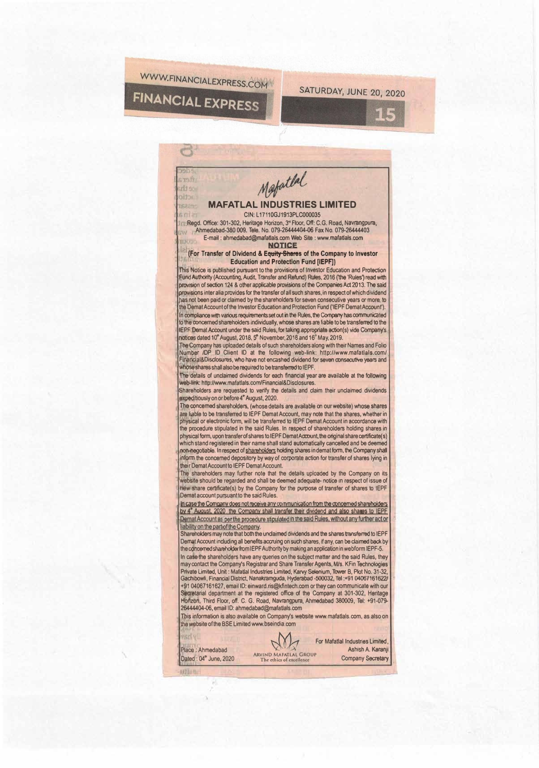WWW.FINANCIALEXPRESS.COM

FINANCIAL EXPRESS

SATURDAY, JUNE 20, 2020

Mafatlal

# MAFATLAL INDUSTRIES LIMITED

CIN: L17110GJ1913PLC000035

Regd. Office: 301-302, Heritage Horizon, 3rd Floor, Off: C.G. Road, Navrangpura, Ahmedabad-380 009. Tele. No. 079-26444404-06 Fax No. 079-26444403

E-mail : ahmedabad@mafatlals.com Web Site : www.mafatlals.com

## NOTICE

**(For Transfer of Dividend & Equity Shares of the Company to Investor Education and Protection Fund [IEPF])**

This Notice is published pursuant to the provisions of Investor Education and Protection Fund Authority (Accounting, Audit, Transfer and Refund) Rules, 2016 ('the 'Rules') read with provision of section 124 & other applicable provisions of the Companies Act 2013. The said provisions inter alia provides for the transfer of all such shares, in respect of which dividend has not been paid or claimed by the shareholders for seven consecutive years or more, to the Demat Account of the Investor Education and Protection Fund ('IEPF Demat Account').

In compliance with various requirements set out in the Rules, the Company has communicated to the concerned shareholders individually, whose shares are liable to be transferred to the IEPF Demat Account under the said Rules, for taking appropriate action(s) vide Company's notices dated 10th August, 2018, 5th November, 2018 and 16th May, 2019.

The Company has uploaded details of such shareholders along with their Names and Folio Number /DP ID Client ID at the following web-link: http://www.mafatlals.com/Financial&Disclosures, who have not encashed dividend for seven consecutive years and whose shares shall also be required to be transferred to IEPF.

The details of unclaimed dividends for each financial year are available at the following web-link: http://www.mafatlals.com/Financial&Disclosures.

Shareholders are requested to verify the details and claim their unclaimed dividends expeditiously on or before 4th August, 2020.

The concerned shareholders, (whose details are available on our website) whose shares are liable to be transferred to IEPF Demat Account, may note that the shares, whether in physical or electronic form, will be transferred to IEPF Demat Account in accordance with the procedure stipulated in the said Rules. In respect of shareholders holding shares in physical form, upon transfer of shares to IEPF Demat Account, the original share certificate(s) which stand registered in their name shall stand automatically cancelled and be deemed non-negotiable. In respect of shareholders holding shares in demat form, the Company shall inform the concerned depository by way of corporate action for transfer of shares lying in their Demat Account to IEPF Demat Account.

The shareholders may further note that the details uploaded by the Company on its website should be regarded and shall be deemed adequate- notice in respect of issue of new share certificate(s) by the Company for the purpose of transfer of shares to IEPF Demat account pursuant to the said Rules.

In case the Company does not receive any communication from the concerned shareholders by 4th August, 2020, the Company shall transfer their dividend and also shares to IEPF Demat Account as per the procedure stipulated in the said Rules, without any further act or liability on the part of the Company.

Shareholders may note that both the unclaimed dividends and the shares transferred to IEPF Demat Account including all benefits accruing on such shares, if any, can be claimed back by the concerned shareholder from IEPF Authority by making an application in webform IEPF-5.

In case the shareholders have any queries on the subject matter and the said Rules, they may contact the Company's Registrar and Share Transfer Agents, M/s. KFin Technologies Private Limited, Unit : Mafatlal Industries Limited, Karvy Selenium, Tower B, Plot No. 31-32, Gachibowli, Financial District, Nanakramguda, Hyderabad -500032, Tel :+91 04067161622/ +91 04067161627, email ID: einward.ris@kfintech.com or they can communicate with our Secretarial department at the registered office of the Company at 301-302, Heritage Horizon, Third Floor, off. C. G. Road, Navrangpura, Ahmedabad 380009, Tel: +91-079-26444404-06, email ID: ahmedabad@mafatlals.com

This information is also available on Company's website www.mafatlals.com, as also on the website of the BSE Limited www.bseindia.com

Place : Ahmedabad
Dated : 04th June, 2020

ARVIND MAFATLAL GROUP
The ethics of excellence

For Mafatlal Industries Limited,
Ashish A. Karanji
Company Secretary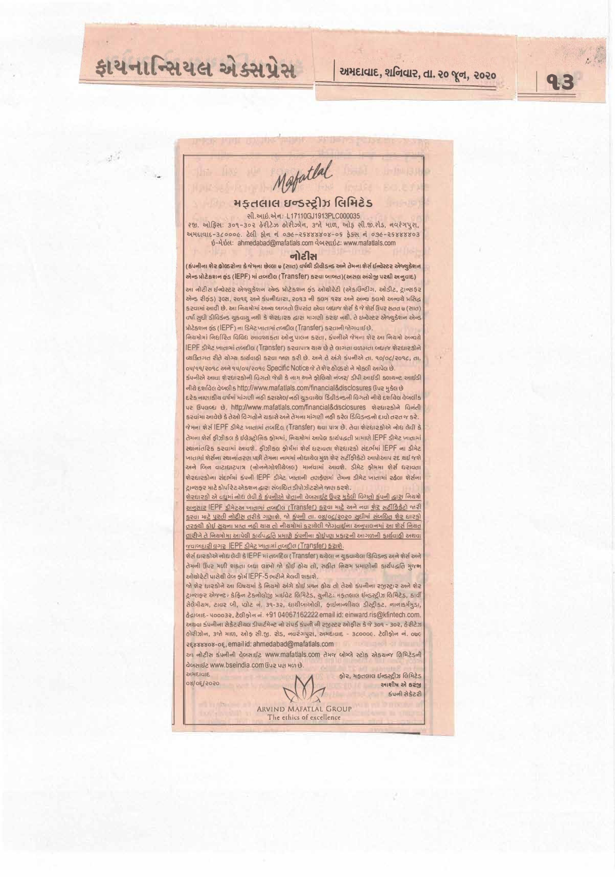ફાયનાન્સિયલ એક્સપ્રેસ | અમદાવાદ, શનિવાર, તા. ૨૦ જૂન, ૨૦૨૦

Mafatlal

# મફતલાલ ઇન્ડસ્ટ્રીઝ લિમિટેડ

સી.આઇ.એન: L17110GJ1913PLC000035

રજી. ઓફિસ: ૩૦૧-૩૦૨ હેરીટેઝ હોરીઝોન, ૩જો માળ, ઓફ સી.જી.રોડ, નવરંગપુરા, અમદાવાદ-૩૮૦૦૦૯. ટેલી ફોન નં ૦૭૯-૨૬૪૪૪૪૦૪-૦૬ ફેક્સ નં ૦૭૯-૨૬૪૪૪૪૦૩ ઇ-મેઇલ: ahmedabad@mafatlals.com વેબસાઇટ: www.mafatlals.com

## નોટીસ

**(કંપનીના શેર હોલ્ડરોના કે જેમના છેલ્લા ૭ (સાત) વર્ષથી ડીવીડન્ડ અને તેમના શેર્સ ઇન્વેસ્ટર એજ્યુકેશન એન્ડ પ્રોટેક્શન ફંડ (IEPF) માં તબદીલ (Transfer) કરવા બાબત)(અસલ અંગ્રેજી પરથી અનુવાદ)**

આ નોટીસ ઇન્વેસ્ટર એજ્યુકેશન એન્ડ પ્રોટેક્શન ફંડ ઓથોરીટી (એકાઉન્ટીંગ, ઓડીટ, ટ્રાન્સફર એન્ડ રીફંડ) રૂલ્સ, ૨૦૧૬ અને કંપનીધારા, ૨૦૧૩ ની કલમ ૧૨૪ અને અન્ય કલમો અન્વયે પ્રસિદ્ધ કરવામાં આવી છે. આ નિયમોમાં અન્ય બાબતો ઉપરાંત એવા બધાજ શેર્સ કે જે શેર્સ ઉપર સતત ૭ (સાત) વર્ષ સુધી ડીવિડન્ડ ચુકવાયુ નથી કે શેરધારક દ્વારા માગણી કરાઇ નથી, તે ઇન્વેસ્ટર એજ્યુકેશન એન્ડ પ્રોટેક્શન ફંડ (IEPF) ના ડિમેટ ખાતામાં તબદીલ (Transfer) કરવાની જોગવાઇ છે.

નિયમોમાં નિર્ધારિત વિવિધ આવશ્યકતા ઓનુ પાલન કરતા, કંપનીએ જેમના શેર આ નિયમો અન્વયે IEPF ડીમેટ ખાતામાં તબદીલ (Transfer) કરવાપાત્ર થાય છે તે લાગતા વળગતા બધાજ શેરધારકોને વ્યક્તિગત રીતે યોગ્ય કાર્યવાહી કરવા જાણ કરી છે. અને તે અંગે કંપનીએ તા. ૧૦/૦૮/૨૦૧૮, તા. ૦૫/૧૧/૨૦૧૮ અને ૧૫/૦૫/૨૦૧૯ Specific Notice જે તે શેર હોલ્ડરો ને મોકલી આપેલ છે.

કંપનીએ આવા શેરધારકોની વિગતો જેવી કે નામ અને ફોલિયો નંબર/ ડીપી આઇડી ક્લાયન્ટ આઇડી નીચે દર્શાવેલ વેબલીંક http://www.mafatlals.com/financial&disclosures ઉપર મુકેલ છે

દરેક નાણાકીય વર્ષમાં માંગણી નહીં કરાએલ/નહીં ચુકવાયેલ ડિવીડન્ડની વિગતો નીચે દર્શાવેલ વેબલીંક પર ઉપલબ્ધ છે. http://www.mafatlals.com/financial&disclosures શેરધારકોને વિનંતી કરવામાં આવે છે કે તેઓ વિગતોને ચકાસે અને તેમના માંગણી નહીં કરેલ ડિવિડન્ડનો દાવો તરત જ કરે.

જેમના શેર્સ IEPF ડીમેટ ખાતામાં તબદિલ (Transfer) થવા પાત્ર છે. તેવા શેરધારકોએ નોંધ લેવી કે તેમના શેર્સ ફીઝીકલ કે ઇલેક્ટ્રોનિક ફોર્મમાં, નિયમોમાં આપેલ કાર્યપદ્ધતી પ્રમાણે IEPF ડીમેટ ખાતામાં સ્થાનાંતરિત કરવામાં આવશે. ફીઝીકલ ફોર્મમાં શેર્સ ધરાવતા શેરધારકો સંદર્ભમાં IEPF ના ડીમેટ ખાતામાં શેર્સના સ્થાનાંતરણ પછી તેમના નામમાં નોંધાયેલ મુળ શેર સર્ટીફીકેટો આપોઆપ રદ થઈ જશે અને બિન વાટાઘાટપાત્ર (નોનનેગોશીયેબલ) માનવામાં આવશે. ડીમેટ ફોમમા શેર્સ ધરાવતા શેરધારકોના સંદર્ભમાં કંપની IEPF ડીમેટ ખાતાની તરફેણમાં તેમના ડીમેટ ખાતામાં રહેલા શેર્સના ટ્રાન્સફર માટે કોપરિટએક્શન દ્વારા સંબંધિત ડીપોઝીટરીને જાણ કરશે.

<u>શેરધારકો એ વધુમાં નોંધ લેવી કે કંપનીએ પોતાની વેબસાઇટ ઉપર મુકેલી વિગતો કંપની દ્વારા નિયમો અનુસાર IEPF ડીમેટઅ ખાતામાં તબદીલ (Transfer) કરવા માટે અને નવા શેર સર્ટીફીકેટો જારી કરવા માટે પુરતી નોટીસ તરીકે ગણાશે. જો કંપની તા. ૦૪/૦૮/૨૦૨૦ સુધીમાં સંબંધિત શેર ધારકો તરફથી કોઇ સુચના પ્રાપ્ત નહીં થાય તો નીયમોમાં કરાયેલી જોગવાઈના અનુપાલનમાં આ શેર્સ નિયત તારીખે તે નિયમોમા આપેલી કાર્યપદ્ધતિ પ્રમાણે કંપનીના કોઇપણ પ્રકારની આગળની કાર્યવાહી અથવા જવાબદારી વગર IEPF ડીમેટ ખાતામાં તબદીલ (Transfer) કરાશે.</u>

શેર્સ ધારકોએ નોંધ લેવી કે IEPF માં તબદિલ (Transfer) થયેલા ન ચુકવાયેલા ડિવિડન્ડ અને શેર્સ અને તેમની ઉપર મળી શકતા બધા લાભો જો કોઈ હોય તો, સહીત નિયમ પ્રમાણેની કાર્યપદ્ધતિ મુજબ ઓથોરીટી પાસેથી વેબ ફોર્મ IEPF-5 ભરીને મેળવી શકાશે.

જો શેર ધારકોને આ વિષયમાં કે નિયમો અંગે કોઇ પ્રશ્ન હોય તો તેઓ કંપનીના રજીસ્ટ્રાર અને શેર ટ્રાન્સફર એજન્ટ: કેફિન ટેકનોલોજી પ્રાઇવેટ લિમિટેડ, યુનીટ: મફતલાલ ઇન્ડસ્ટ્રીઝ લિમિટેડ, કાર્વી સેલેનીયમ, ટાવર બી, પ્લોટ નં. ૩૧-૩૨, ઘાચીબાઉલી, ફાઇનાન્સીયલ ડીસ્ટ્રીક્ટ, નાનાકમગુડા, હૈદ્રાબાદ-૫૦૦૦૩૨, ટેલીફોન નં. +91 04067162222 email id: einward.ris@kfintech.com. અથવા કંપનીના સેક્રેટરીયલ ડીપાર્ટમેન્ટ નો સંપર્ક કંપની ની રજીસ્ટર્ડ ઓફીસ કે જે ૩૦૧ - ૩૦૨, હેરીટેઝ હોરીઝોન, ૩જો માળ, ઓફ સી.જી. રોડ, નવરંગપુરા, અમદાવાદ - ૩૮૦૦૦૯. ટેલીફોન નં. ૦૭૯ ૨૬૪૪૪૪૦૪-૦૬, email id: ahmedabad@mafatlals.com

આ નોટીસ કંપનીની વેબસાઇટ www.mafatlals.com તેમજ બોમ્બે સ્ટોક એક્ષચેન્જ લિમિટેડની વેબસાઇટ www.bseindia.com ઉપર પણ મળે છે.

અમદાવાદ
૦૪/૦૬/૨૦૨૦

ફોર, મફતલાલ ઇન્ડસ્ટ્રીઝ લિમિટેડ
આશીષ એ કરંજી
કંપની સેક્રેટરી

ARVIND MAFATLAL GROUP
The ethics of excellence